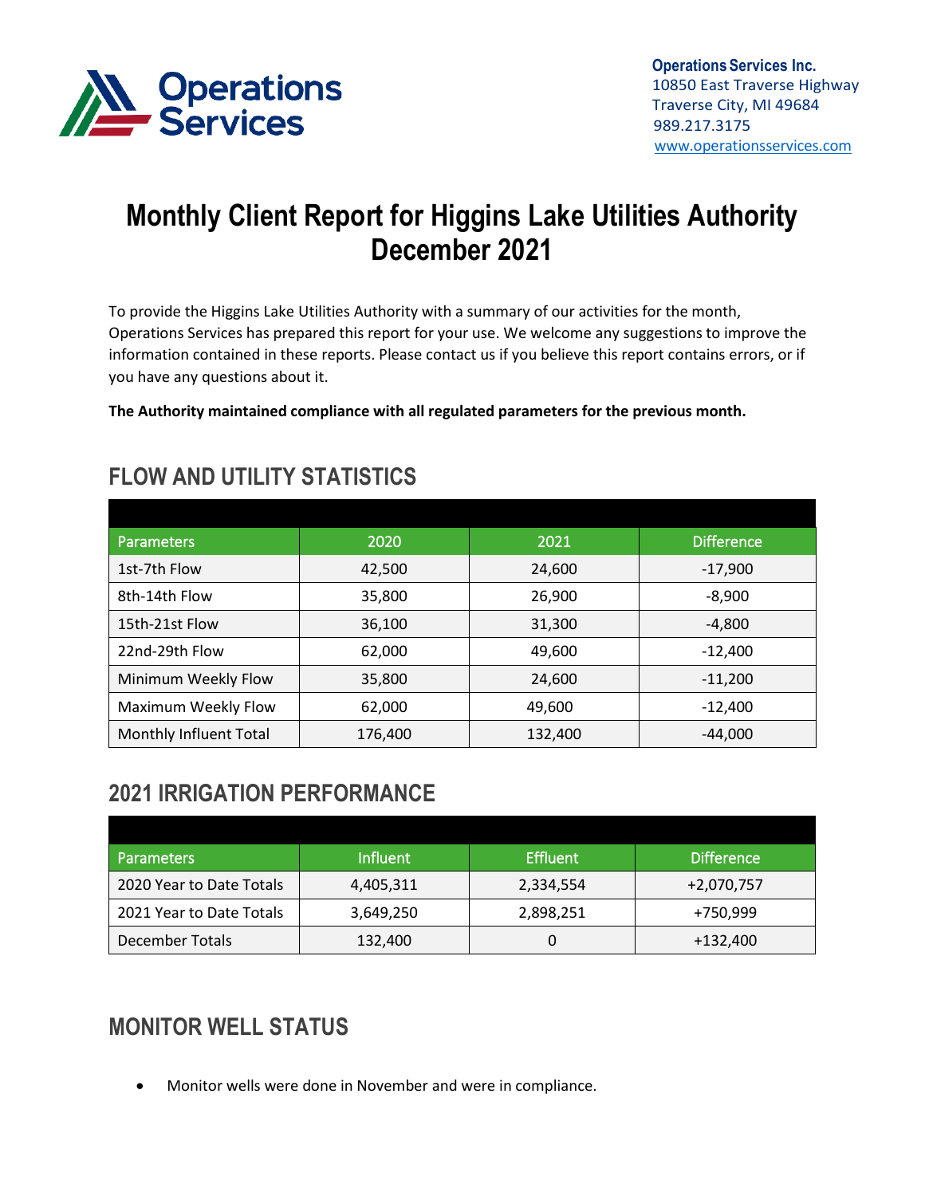Operations Services

**Operations Services Inc.**
10850 East Traverse Highway
Traverse City, MI 49684
989.217.3175
www.operationsservices.com

# Monthly Client Report for Higgins Lake Utilities Authority
# December 2021

To provide the Higgins Lake Utilities Authority with a summary of our activities for the month, Operations Services has prepared this report for your use. We welcome any suggestions to improve the information contained in these reports. Please contact us if you believe this report contains errors, or if you have any questions about it.

**The Authority maintained compliance with all regulated parameters for the previous month.**

## FLOW AND UTILITY STATISTICS

| Parameters | 2020 | 2021 | Difference |
|---|---|---|---|
| 1st-7th Flow | 42,500 | 24,600 | -17,900 |
| 8th-14th Flow | 35,800 | 26,900 | -8,900 |
| 15th-21st Flow | 36,100 | 31,300 | -4,800 |
| 22nd-29th Flow | 62,000 | 49,600 | -12,400 |
| Minimum Weekly Flow | 35,800 | 24,600 | -11,200 |
| Maximum Weekly Flow | 62,000 | 49,600 | -12,400 |
| Monthly Influent Total | 176,400 | 132,400 | -44,000 |

## 2021 IRRIGATION PERFORMANCE

| Parameters | Influent | Effluent | Difference |
|---|---|---|---|
| 2020 Year to Date Totals | 4,405,311 | 2,334,554 | +2,070,757 |
| 2021 Year to Date Totals | 3,649,250 | 2,898,251 | +750,999 |
| December Totals | 132,400 | 0 | +132,400 |

## MONITOR WELL STATUS

- Monitor wells were done in November and were in compliance.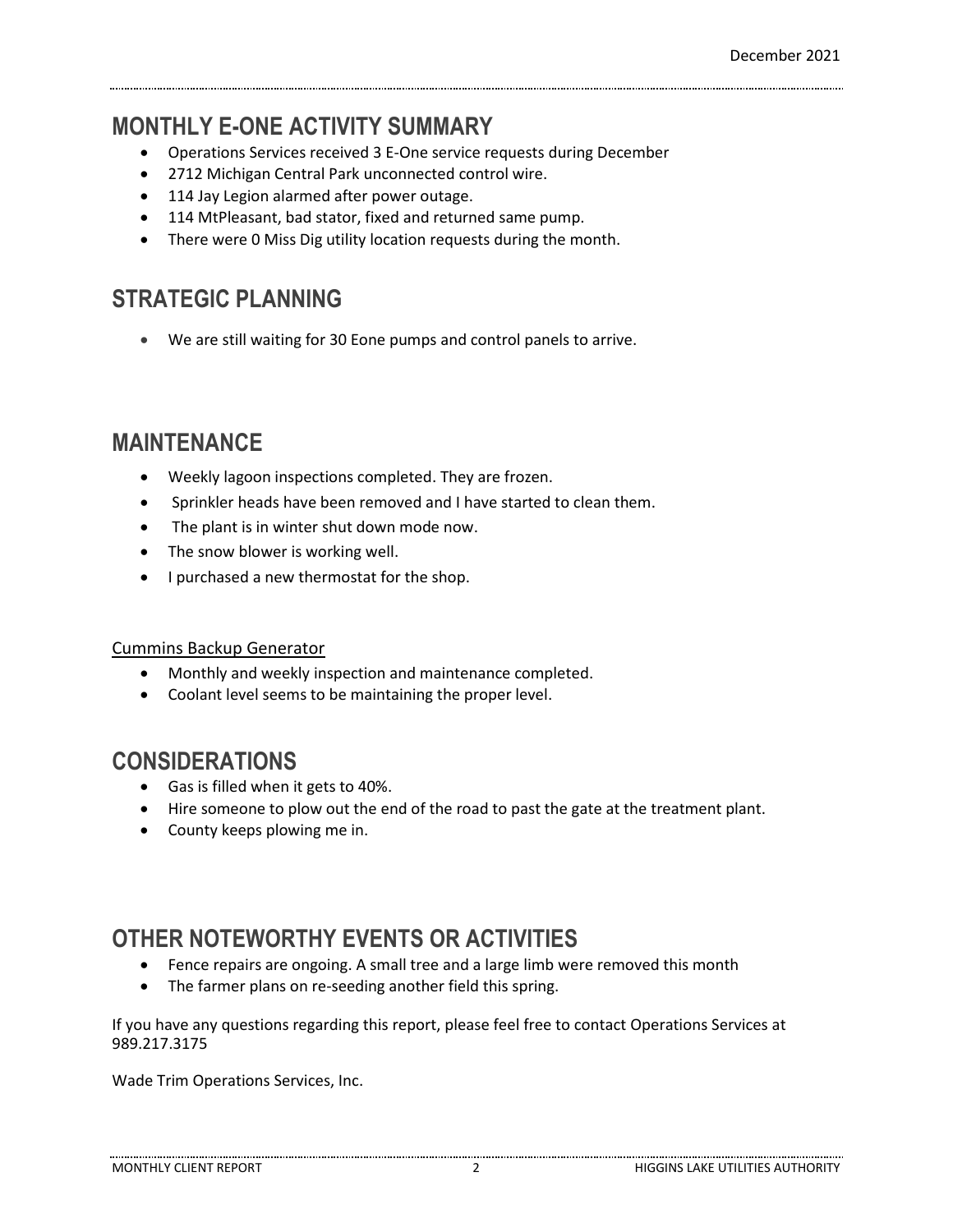## MONTHLY E-ONE ACTIVITY SUMMARY

- Operations Services received 3 E-One service requests during December
- 2712 Michigan Central Park unconnected control wire.
- 114 Jay Legion alarmed after power outage.
- 114 MtPleasant, bad stator, fixed and returned same pump.
- There were 0 Miss Dig utility location requests during the month.

## STRATEGIC PLANNING

- We are still waiting for 30 Eone pumps and control panels to arrive.

## MAINTENANCE

- Weekly lagoon inspections completed. They are frozen.
- Sprinkler heads have been removed and I have started to clean them.
- The plant is in winter shut down mode now.
- The snow blower is working well.
- I purchased a new thermostat for the shop.

Cummins Backup Generator

- Monthly and weekly inspection and maintenance completed.
- Coolant level seems to be maintaining the proper level.

## CONSIDERATIONS

- Gas is filled when it gets to 40%.
- Hire someone to plow out the end of the road to past the gate at the treatment plant.
- County keeps plowing me in.

## OTHER NOTEWORTHY EVENTS OR ACTIVITIES

- Fence repairs are ongoing. A small tree and a large limb were removed this month
- The farmer plans on re-seeding another field this spring.

If you have any questions regarding this report, please feel free to contact Operations Services at 989.217.3175

Wade Trim Operations Services, Inc.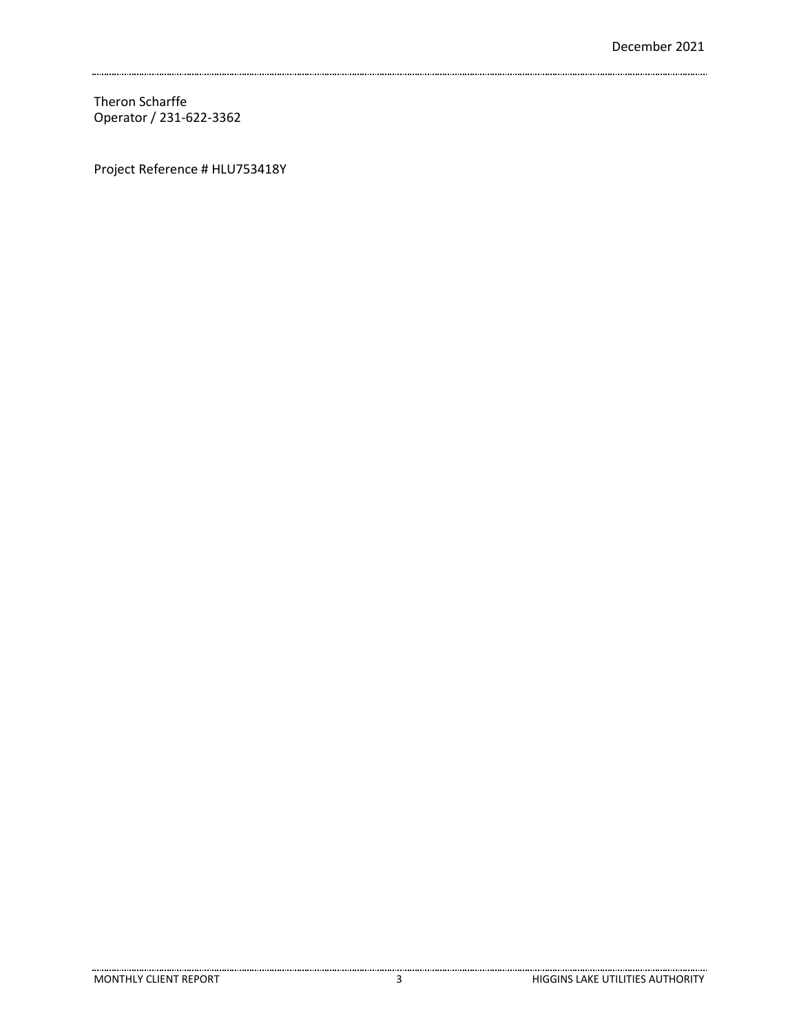Theron Scharffe
Operator / 231-622-3362

Project Reference # HLU753418Y